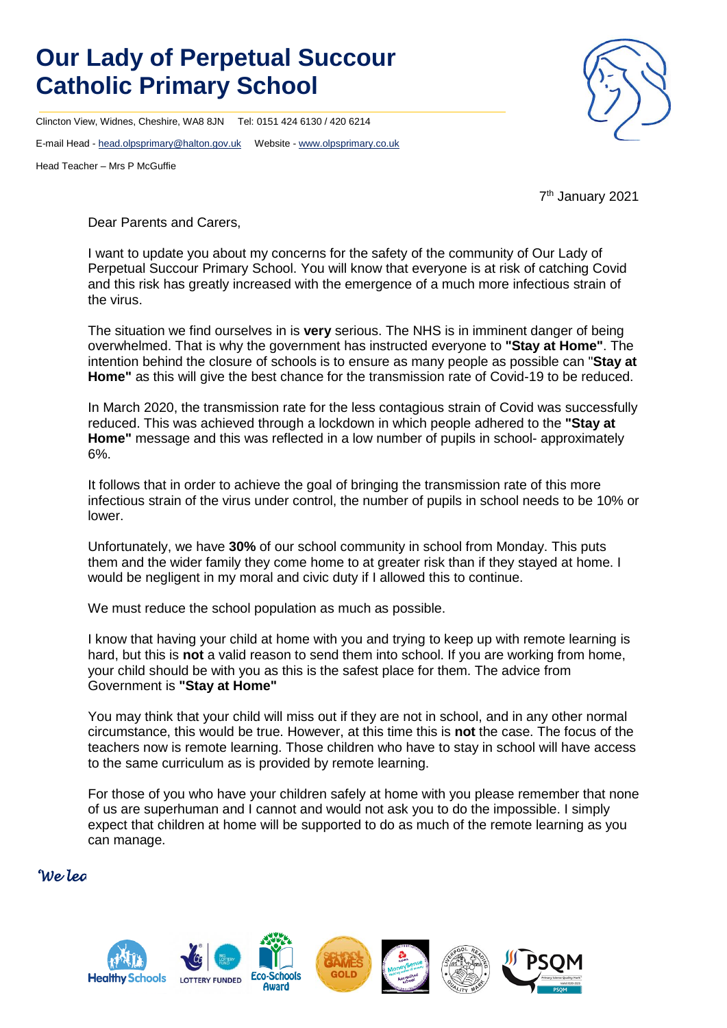# Our Lady of Perpetual Succour Catholic Primary School

Clincton View, Widnes, Cheshire, WA8 8JN Tel: 0151 424 6130 / 420 6214

E-mail Head - head.olpsprimary@halton.gov.uk Website - www.olpsprimary.co.uk

Head Teacher – Mrs P McGuffie

7th January 2021

Dear Parents and Carers,

I want to update you about my concerns for the safety of the community of Our Lady of Perpetual Succour Primary School. You will know that everyone is at risk of catching Covid and this risk has greatly increased with the emergence of a much more infectious strain of the virus.

The situation we find ourselves in is **very** serious. The NHS is in imminent danger of being overwhelmed. That is why the government has instructed everyone to **"Stay at Home"**. The intention behind the closure of schools is to ensure as many people as possible can "**Stay at Home"** as this will give the best chance for the transmission rate of Covid-19 to be reduced.

In March 2020, the transmission rate for the less contagious strain of Covid was successfully reduced. This was achieved through a lockdown in which people adhered to the **"Stay at Home"** message and this was reflected in a low number of pupils in school- approximately 6%.

It follows that in order to achieve the goal of bringing the transmission rate of this more infectious strain of the virus under control, the number of pupils in school needs to be 10% or lower.

Unfortunately, we have **30%** of our school community in school from Monday. This puts them and the wider family they come home to at greater risk than if they stayed at home. I would be negligent in my moral and civic duty if I allowed this to continue.

We must reduce the school population as much as possible.

I know that having your child at home with you and trying to keep up with remote learning is hard, but this is **not** a valid reason to send them into school. If you are working from home, your child should be with you as this is the safest place for them. The advice from Government is **"Stay at Home"**

You may think that your child will miss out if they are not in school, and in any other normal circumstance, this would be true. However, at this time this is **not** the case. The focus of the teachers now is remote learning. Those children who have to stay in school will have access to the same curriculum as is provided by remote learning.

For those of you who have your children safely at home with you please remember that none of us are superhuman and I cannot and would not ask you to do the impossible. I simply expect that children at home will be supported to do as much of the remote learning as you can manage.

*We lea*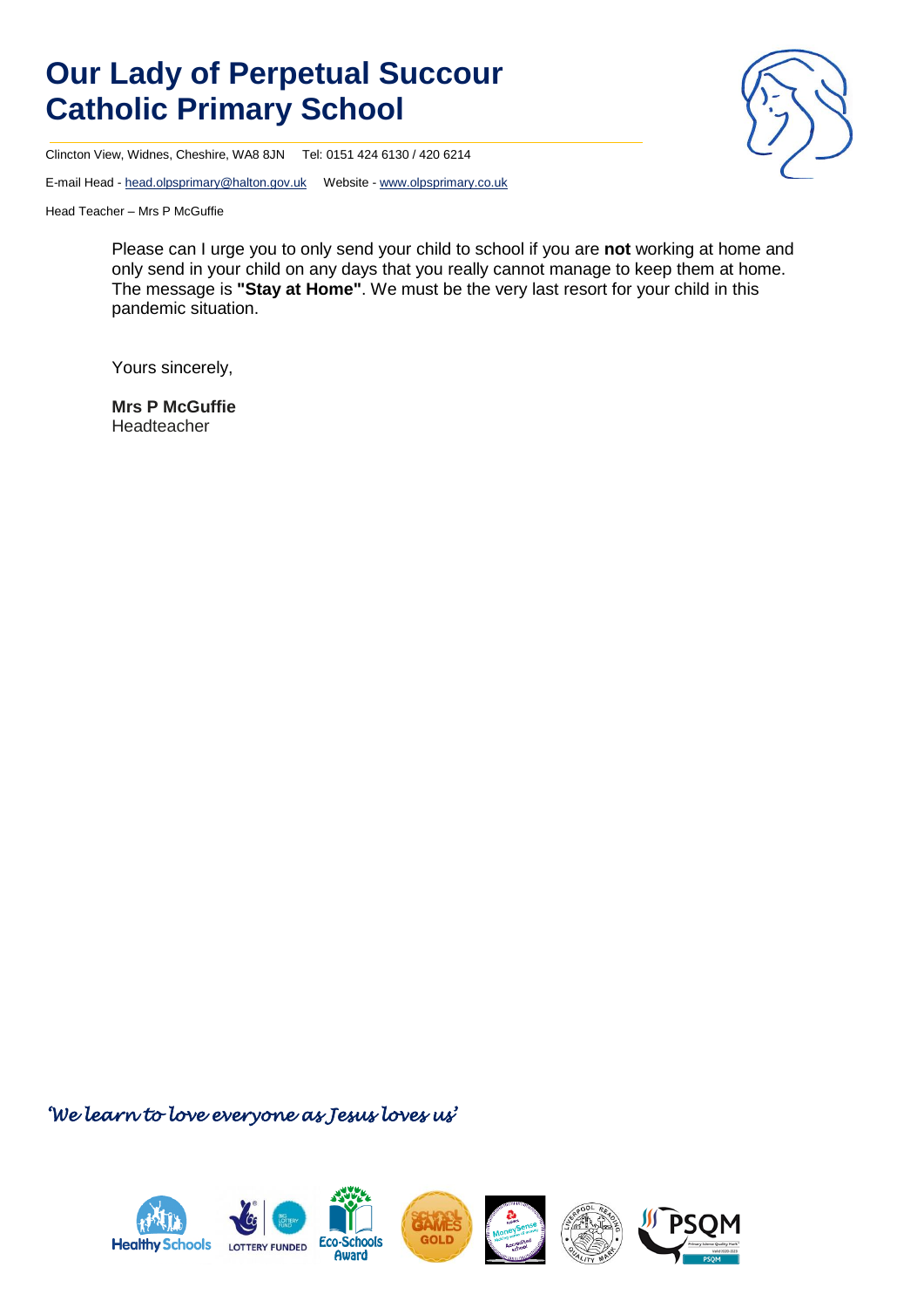# Our Lady of Perpetual Succour Catholic Primary School

Clincton View, Widnes, Cheshire, WA8 8JN Tel: 0151 424 6130 / 420 6214

E-mail Head - head.olpsprimary@halton.gov.uk Website - www.olpsprimary.co.uk

Head Teacher – Mrs P McGuffie

Please can I urge you to only send your child to school if you are **not** working at home and only send in your child on any days that you really cannot manage to keep them at home. The message is **"Stay at Home"**. We must be the very last resort for your child in this pandemic situation.

Yours sincerely,

**Mrs P McGuffie**
Headteacher

*'We learn to love everyone as Jesus loves us'*

Healthy Schools LOTTERY FUNDED Eco-Schools Award SCHOOL GAMES GOLD PSQM